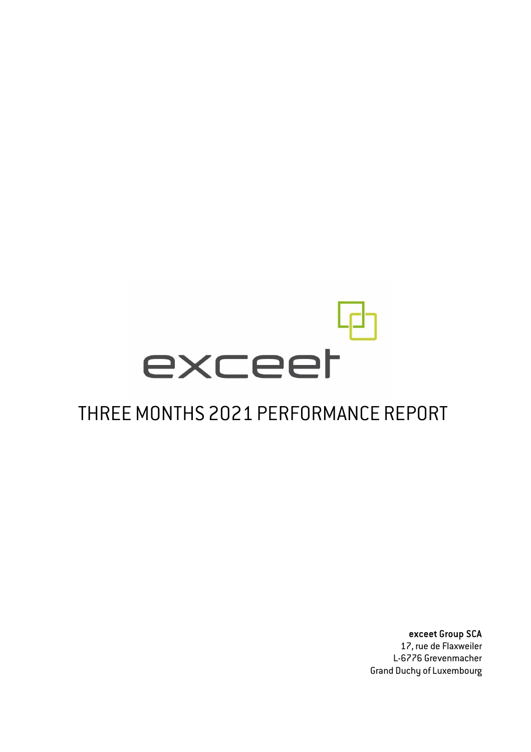exceet

# THREE MONTHS 2021 PERFORMANCE REPORT

**exceet Group SCA**
17, rue de Flaxweiler
L-6776 Grevenmacher
Grand Duchy of Luxembourg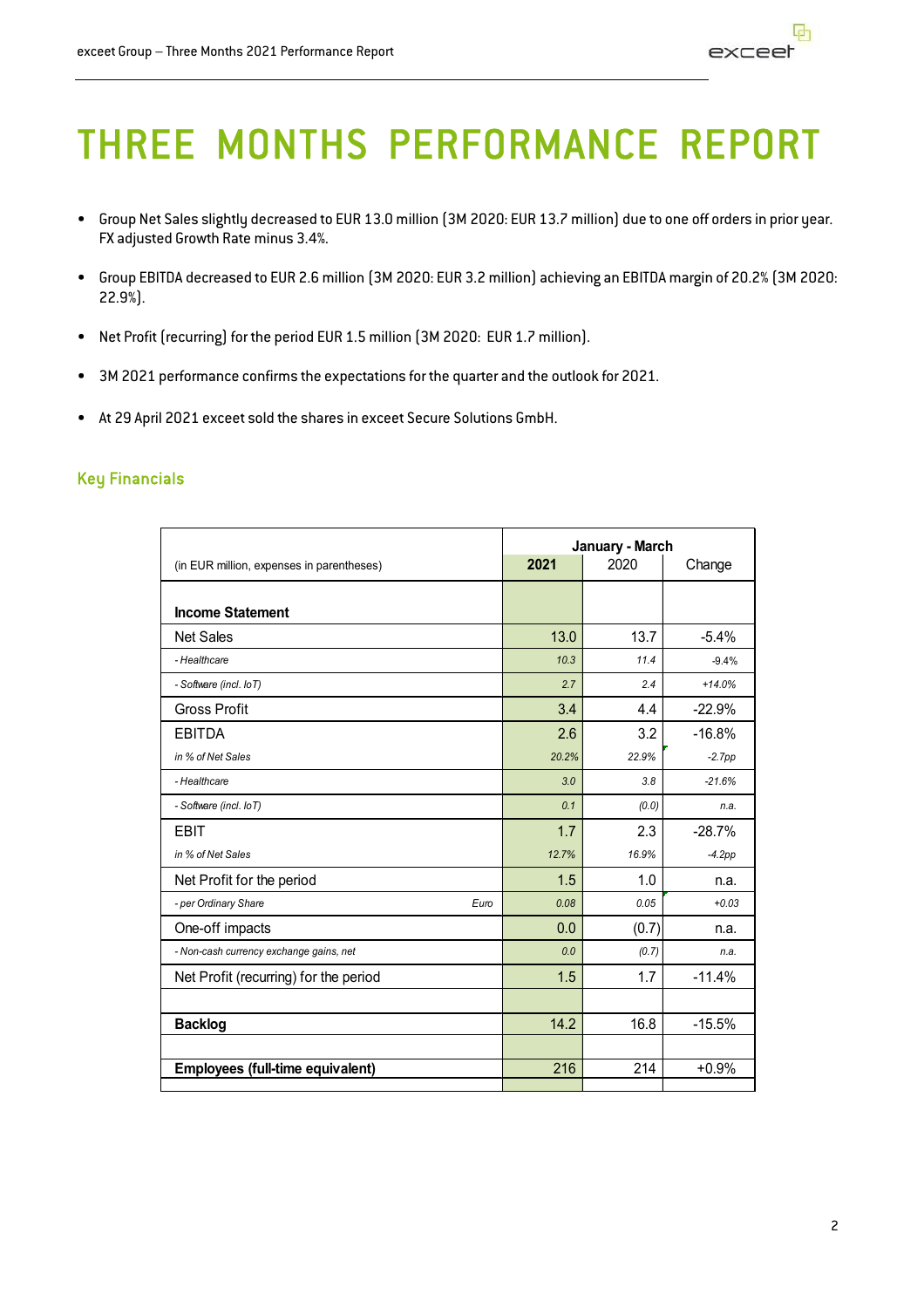# THREE MONTHS PERFORMANCE REPORT

- Group Net Sales slightly decreased to EUR 13.0 million (3M 2020: EUR 13.7 million) due to one off orders in prior year. FX adjusted Growth Rate minus 3.4%.
- Group EBITDA decreased to EUR 2.6 million (3M 2020: EUR 3.2 million) achieving an EBITDA margin of 20.2% (3M 2020: 22.9%).
- Net Profit (recurring) for the period EUR 1.5 million (3M 2020: EUR 1.7 million).
- 3M 2021 performance confirms the expectations for the quarter and the outlook for 2021.
- At 29 April 2021 exceet sold the shares in exceet Secure Solutions GmbH.

## Key Financials

| (in EUR million, expenses in parentheses) | | January - March 2021 | 2020 | Change |
|---|---|---|---|---|
| **Income Statement** | | | | |
| Net Sales | | 13.0 | 13.7 | -5.4% |
| *- Healthcare* | | *10.3* | *11.4* | *-9.4%* |
| *- Software (incl. IoT)* | | *2.7* | *2.4* | *+14.0%* |
| Gross Profit | | 3.4 | 4.4 | -22.9% |
| EBITDA | | 2.6 | 3.2 | -16.8% |
| *in % of Net Sales* | | *20.2%* | *22.9%* | *-2.7pp* |
| *- Healthcare* | | *3.0* | *3.8* | *-21.6%* |
| *- Software (incl. IoT)* | | *0.1* | *(0.0)* | *n.a.* |
| EBIT | | 1.7 | 2.3 | -28.7% |
| *in % of Net Sales* | | *12.7%* | *16.9%* | *-4.2pp* |
| Net Profit for the period | | 1.5 | 1.0 | n.a. |
| *- per Ordinary Share* | *Euro* | *0.08* | *0.05* | *+0.03* |
| One-off impacts | | 0.0 | (0.7) | n.a. |
| *- Non-cash currency exchange gains, net* | | *0.0* | *(0.7)* | *n.a.* |
| Net Profit (recurring) for the period | | 1.5 | 1.7 | -11.4% |
| **Backlog** | | 14.2 | 16.8 | -15.5% |
| **Employees (full-time equivalent)** | | 216 | 214 | +0.9% |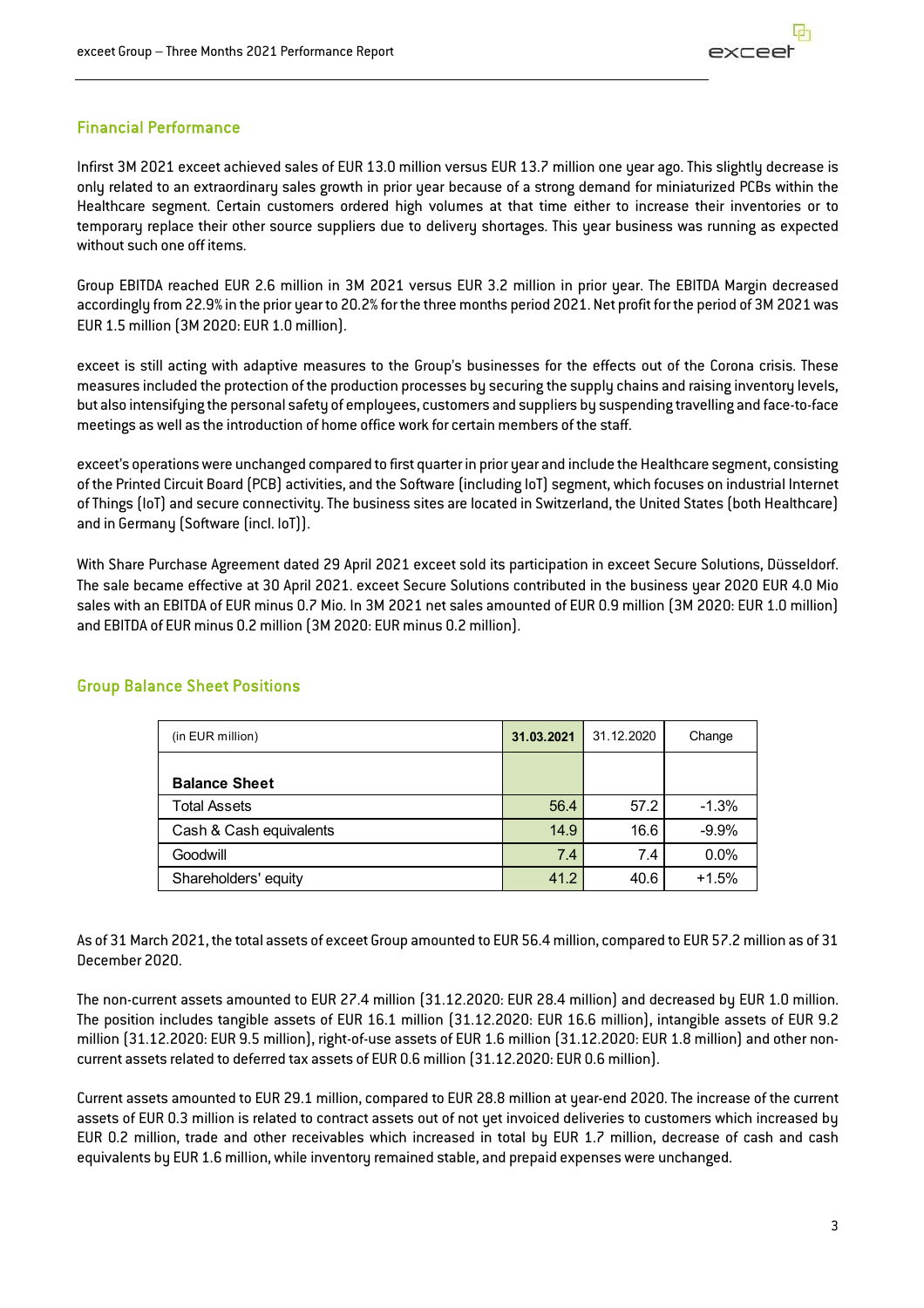## Financial Performance

Infirst 3M 2021 exceet achieved sales of EUR 13.0 million versus EUR 13.7 million one year ago. This slightly decrease is only related to an extraordinary sales growth in prior year because of a strong demand for miniaturized PCBs within the Healthcare segment. Certain customers ordered high volumes at that time either to increase their inventories or to temporary replace their other source suppliers due to delivery shortages. This year business was running as expected without such one off items.

Group EBITDA reached EUR 2.6 million in 3M 2021 versus EUR 3.2 million in prior year. The EBITDA Margin decreased accordingly from 22.9% in the prior year to 20.2% for the three months period 2021. Net profit for the period of 3M 2021 was EUR 1.5 million (3M 2020: EUR 1.0 million).

exceet is still acting with adaptive measures to the Group's businesses for the effects out of the Corona crisis. These measures included the protection of the production processes by securing the supply chains and raising inventory levels, but also intensifying the personal safety of employees, customers and suppliers by suspending travelling and face-to-face meetings as well as the introduction of home office work for certain members of the staff.

exceet's operations were unchanged compared to first quarter in prior year and include the Healthcare segment, consisting of the Printed Circuit Board (PCB) activities, and the Software (including IoT) segment, which focuses on industrial Internet of Things (IoT) and secure connectivity. The business sites are located in Switzerland, the United States (both Healthcare) and in Germany (Software (incl. IoT)).

With Share Purchase Agreement dated 29 April 2021 exceet sold its participation in exceet Secure Solutions, Düsseldorf. The sale became effective at 30 April 2021. exceet Secure Solutions contributed in the business year 2020 EUR 4.0 Mio sales with an EBITDA of EUR minus 0.7 Mio. In 3M 2021 net sales amounted of EUR 0.9 million (3M 2020: EUR 1.0 million) and EBITDA of EUR minus 0.2 million (3M 2020: EUR minus 0.2 million).

## Group Balance Sheet Positions

| (in EUR million) | 31.03.2021 | 31.12.2020 | Change |
|---|---|---|---|
| **Balance Sheet** | | | |
| Total Assets | 56.4 | 57.2 | -1.3% |
| Cash & Cash equivalents | 14.9 | 16.6 | -9.9% |
| Goodwill | 7.4 | 7.4 | 0.0% |
| Shareholders' equity | 41.2 | 40.6 | +1.5% |

As of 31 March 2021, the total assets of exceet Group amounted to EUR 56.4 million, compared to EUR 57.2 million as of 31 December 2020.

The non-current assets amounted to EUR 27.4 million (31.12.2020: EUR 28.4 million) and decreased by EUR 1.0 million. The position includes tangible assets of EUR 16.1 million (31.12.2020: EUR 16.6 million), intangible assets of EUR 9.2 million (31.12.2020: EUR 9.5 million), right-of-use assets of EUR 1.6 million (31.12.2020: EUR 1.8 million) and other non-current assets related to deferred tax assets of EUR 0.6 million (31.12.2020: EUR 0.6 million).

Current assets amounted to EUR 29.1 million, compared to EUR 28.8 million at year-end 2020. The increase of the current assets of EUR 0.3 million is related to contract assets out of not yet invoiced deliveries to customers which increased by EUR 0.2 million, trade and other receivables which increased in total by EUR 1.7 million, decrease of cash and cash equivalents by EUR 1.6 million, while inventory remained stable, and prepaid expenses were unchanged.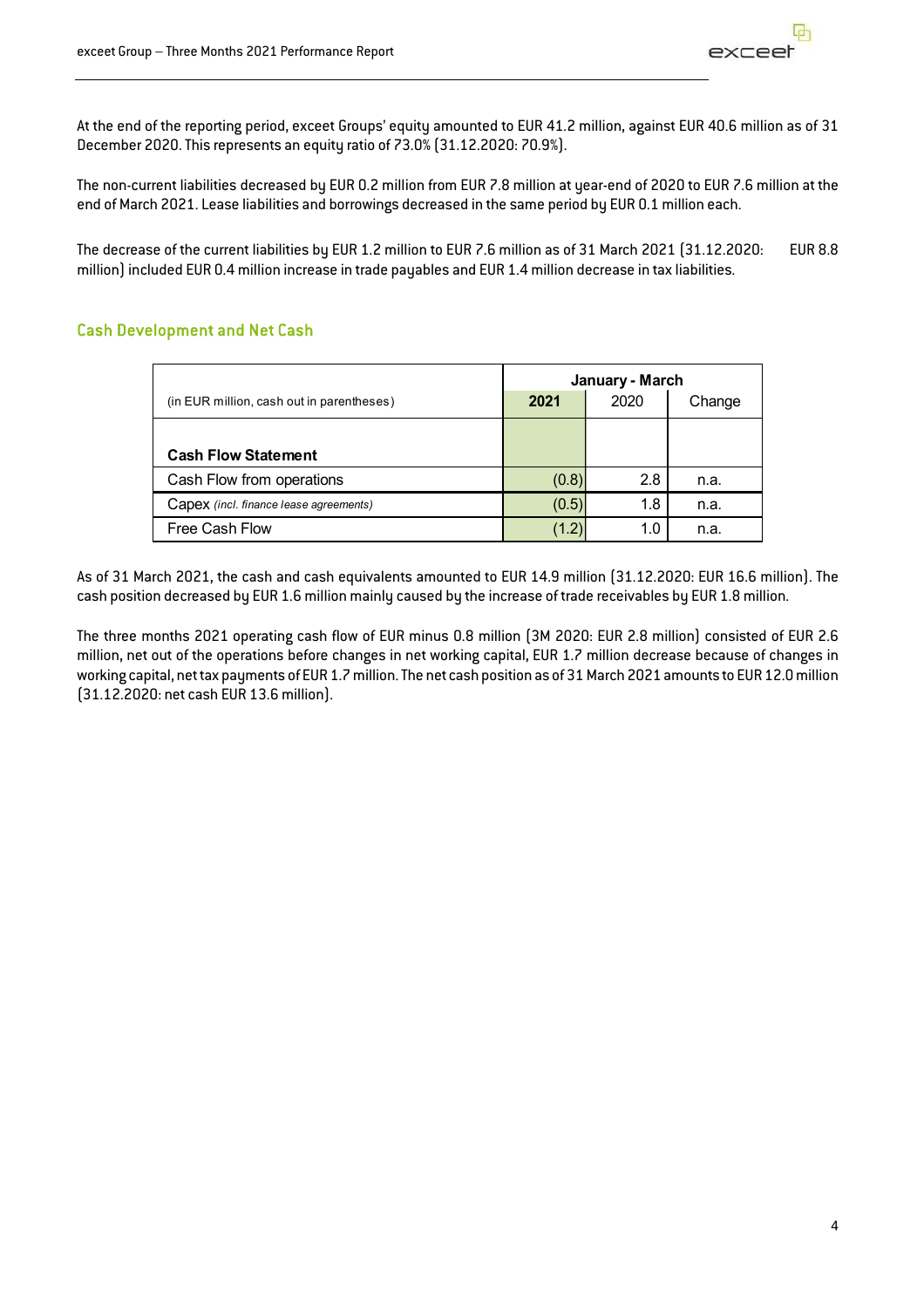At the end of the reporting period, exceet Groups' equity amounted to EUR 41.2 million, against EUR 40.6 million as of 31 December 2020. This represents an equity ratio of 73.0% (31.12.2020: 70.9%).

The non-current liabilities decreased by EUR 0.2 million from EUR 7.8 million at year-end of 2020 to EUR 7.6 million at the end of March 2021. Lease liabilities and borrowings decreased in the same period by EUR 0.1 million each.

The decrease of the current liabilities by EUR 1.2 million to EUR 7.6 million as of 31 March 2021 (31.12.2020: EUR 8.8 million) included EUR 0.4 million increase in trade payables and EUR 1.4 million decrease in tax liabilities.

## Cash Development and Net Cash

| | January - March | | |
|---|---|---|---|
| (in EUR million, cash out in parentheses) | **2021** | 2020 | Change |
| **Cash Flow Statement** | | | |
| Cash Flow from operations | (0.8) | 2.8 | n.a. |
| Capex *(incl. finance lease agreements)* | (0.5) | 1.8 | n.a. |
| Free Cash Flow | (1.2) | 1.0 | n.a. |

As of 31 March 2021, the cash and cash equivalents amounted to EUR 14.9 million (31.12.2020: EUR 16.6 million). The cash position decreased by EUR 1.6 million mainly caused by the increase of trade receivables by EUR 1.8 million.

The three months 2021 operating cash flow of EUR minus 0.8 million (3M 2020: EUR 2.8 million) consisted of EUR 2.6 million, net out of the operations before changes in net working capital, EUR 1.7 million decrease because of changes in working capital, net tax payments of EUR 1.7 million. The net cash position as of 31 March 2021 amounts to EUR 12.0 million (31.12.2020: net cash EUR 13.6 million).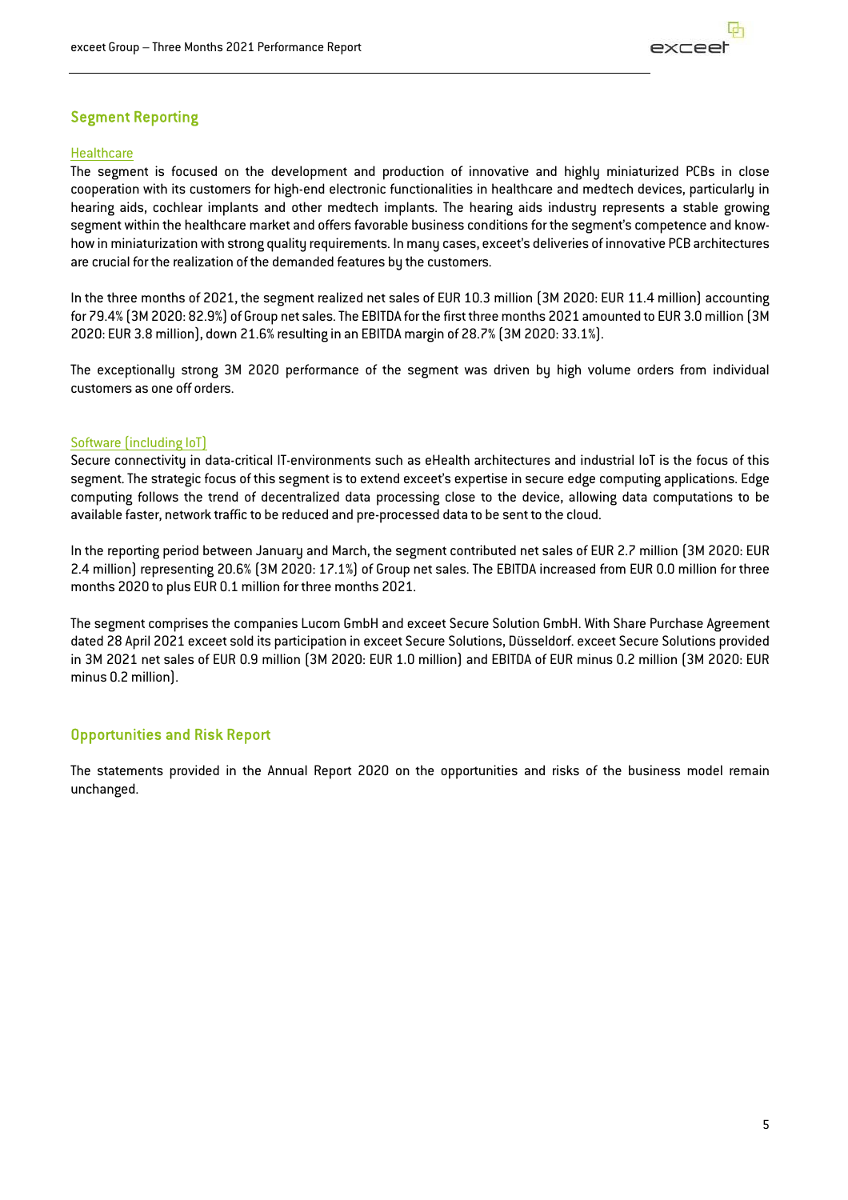## Segment Reporting

### Healthcare

The segment is focused on the development and production of innovative and highly miniaturized PCBs in close cooperation with its customers for high-end electronic functionalities in healthcare and medtech devices, particularly in hearing aids, cochlear implants and other medtech implants. The hearing aids industry represents a stable growing segment within the healthcare market and offers favorable business conditions for the segment's competence and know-how in miniaturization with strong quality requirements. In many cases, exceet's deliveries of innovative PCB architectures are crucial for the realization of the demanded features by the customers.

In the three months of 2021, the segment realized net sales of EUR 10.3 million (3M 2020: EUR 11.4 million) accounting for 79.4% (3M 2020: 82.9%) of Group net sales. The EBITDA for the first three months 2021 amounted to EUR 3.0 million (3M 2020: EUR 3.8 million), down 21.6% resulting in an EBITDA margin of 28.7% (3M 2020: 33.1%).

The exceptionally strong 3M 2020 performance of the segment was driven by high volume orders from individual customers as one off orders.

### Software (including IoT)

Secure connectivity in data-critical IT-environments such as eHealth architectures and industrial IoT is the focus of this segment. The strategic focus of this segment is to extend exceet's expertise in secure edge computing applications. Edge computing follows the trend of decentralized data processing close to the device, allowing data computations to be available faster, network traffic to be reduced and pre-processed data to be sent to the cloud.

In the reporting period between January and March, the segment contributed net sales of EUR 2.7 million (3M 2020: EUR 2.4 million) representing 20.6% (3M 2020: 17.1%) of Group net sales. The EBITDA increased from EUR 0.0 million for three months 2020 to plus EUR 0.1 million for three months 2021.

The segment comprises the companies Lucom GmbH and exceet Secure Solution GmbH. With Share Purchase Agreement dated 28 April 2021 exceet sold its participation in exceet Secure Solutions, Düsseldorf. exceet Secure Solutions provided in 3M 2021 net sales of EUR 0.9 million (3M 2020: EUR 1.0 million) and EBITDA of EUR minus 0.2 million (3M 2020: EUR minus 0.2 million).

## Opportunities and Risk Report

The statements provided in the Annual Report 2020 on the opportunities and risks of the business model remain unchanged.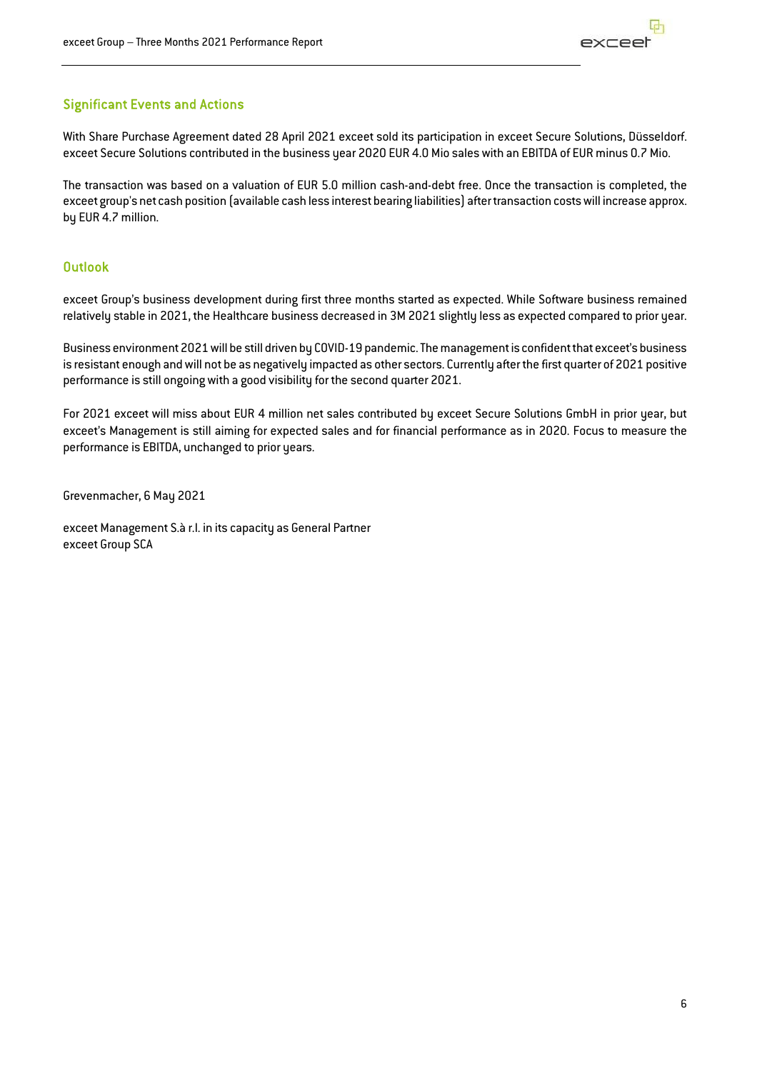## Significant Events and Actions

With Share Purchase Agreement dated 28 April 2021 exceet sold its participation in exceet Secure Solutions, Düsseldorf. exceet Secure Solutions contributed in the business year 2020 EUR 4.0 Mio sales with an EBITDA of EUR minus 0.7 Mio.

The transaction was based on a valuation of EUR 5.0 million cash-and-debt free. Once the transaction is completed, the exceet group's net cash position (available cash less interest bearing liabilities) after transaction costs will increase approx. by EUR 4.7 million.

## Outlook

exceet Group's business development during first three months started as expected. While Software business remained relatively stable in 2021, the Healthcare business decreased in 3M 2021 slightly less as expected compared to prior year.

Business environment 2021 will be still driven by COVID-19 pandemic. The management is confident that exceet's business is resistant enough and will not be as negatively impacted as other sectors. Currently after the first quarter of 2021 positive performance is still ongoing with a good visibility for the second quarter 2021.

For 2021 exceet will miss about EUR 4 million net sales contributed by exceet Secure Solutions GmbH in prior year, but exceet's Management is still aiming for expected sales and for financial performance as in 2020. Focus to measure the performance is EBITDA, unchanged to prior years.

Grevenmacher, 6 May 2021

exceet Management S.à r.l. in its capacity as General Partner
exceet Group SCA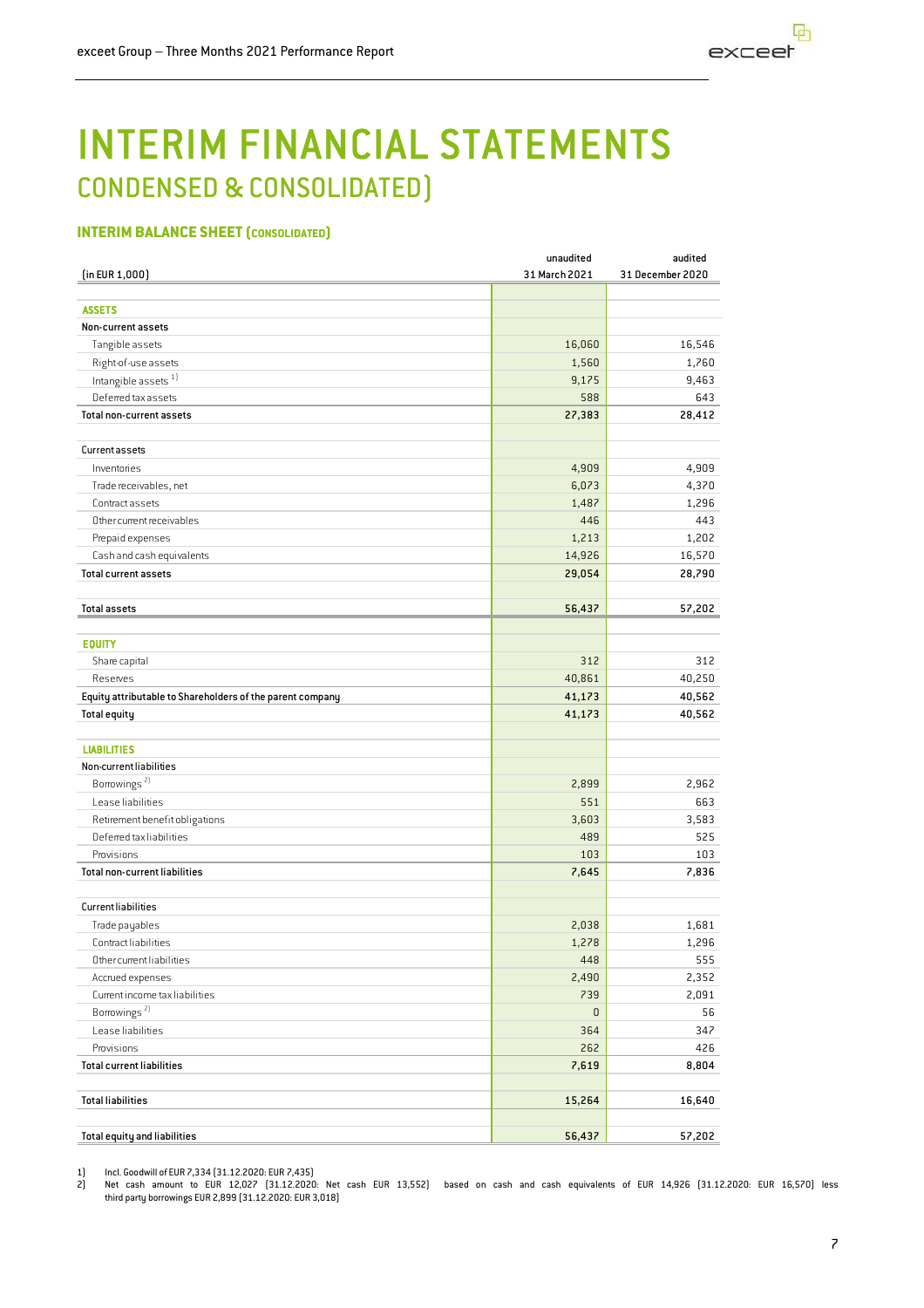# INTERIM FINANCIAL STATEMENTS

## CONDENSED & CONSOLIDATED)

### INTERIM BALANCE SHEET (CONSOLIDATED)

| (in EUR 1,000) | unaudited 31 March 2021 | audited 31 December 2020 |
|---|---|---|
| **ASSETS** | | |
| **Non-current assets** | | |
| Tangible assets | 16,060 | 16,546 |
| Right-of-use assets | 1,560 | 1,760 |
| Intangible assets [1] | 9,175 | 9,463 |
| Deferred tax assets | 588 | 643 |
| **Total non-current assets** | **27,383** | **28,412** |
| | | |
| **Current assets** | | |
| Inventories | 4,909 | 4,909 |
| Trade receivables, net | 6,073 | 4,370 |
| Contract assets | 1,487 | 1,296 |
| Other current receivables | 446 | 443 |
| Prepaid expenses | 1,213 | 1,202 |
| Cash and cash equivalents | 14,926 | 16,570 |
| **Total current assets** | **29,054** | **28,790** |
| | | |
| **Total assets** | **56,437** | **57,202** |
| | | |
| **EQUITY** | | |
| Share capital | 312 | 312 |
| Reserves | 40,861 | 40,250 |
| **Equity attributable to Shareholders of the parent company** | **41,173** | **40,562** |
| **Total equity** | **41,173** | **40,562** |
| | | |
| **LIABILITIES** | | |
| **Non-current liabilities** | | |
| Borrowings [2] | 2,899 | 2,962 |
| Lease liabilities | 551 | 663 |
| Retirement benefit obligations | 3,603 | 3,583 |
| Deferred tax liabilities | 489 | 525 |
| Provisions | 103 | 103 |
| **Total non-current liabilities** | **7,645** | **7,836** |
| | | |
| **Current liabilities** | | |
| Trade payables | 2,038 | 1,681 |
| Contract liabilities | 1,278 | 1,296 |
| Other current liabilities | 448 | 555 |
| Accrued expenses | 2,490 | 2,352 |
| Current income tax liabilities | 739 | 2,091 |
| Borrowings [2] | 0 | 56 |
| Lease liabilities | 364 | 347 |
| Provisions | 262 | 426 |
| **Total current liabilities** | **7,619** | **8,804** |
| | | |
| **Total liabilities** | **15,264** | **16,640** |
| | | |
| **Total equity and liabilities** | **56,437** | **57,202** |

1) Incl. Goodwill of EUR 7,334 (31.12.2020: EUR 7,435)
2) Net cash amount to EUR 12,027 (31.12.2020: Net cash EUR 13,552) based on cash and cash equivalents of EUR 14,926 (31.12.2020: EUR 16,570) less third party borrowings EUR 2,899 (31.12.2020: EUR 3,018)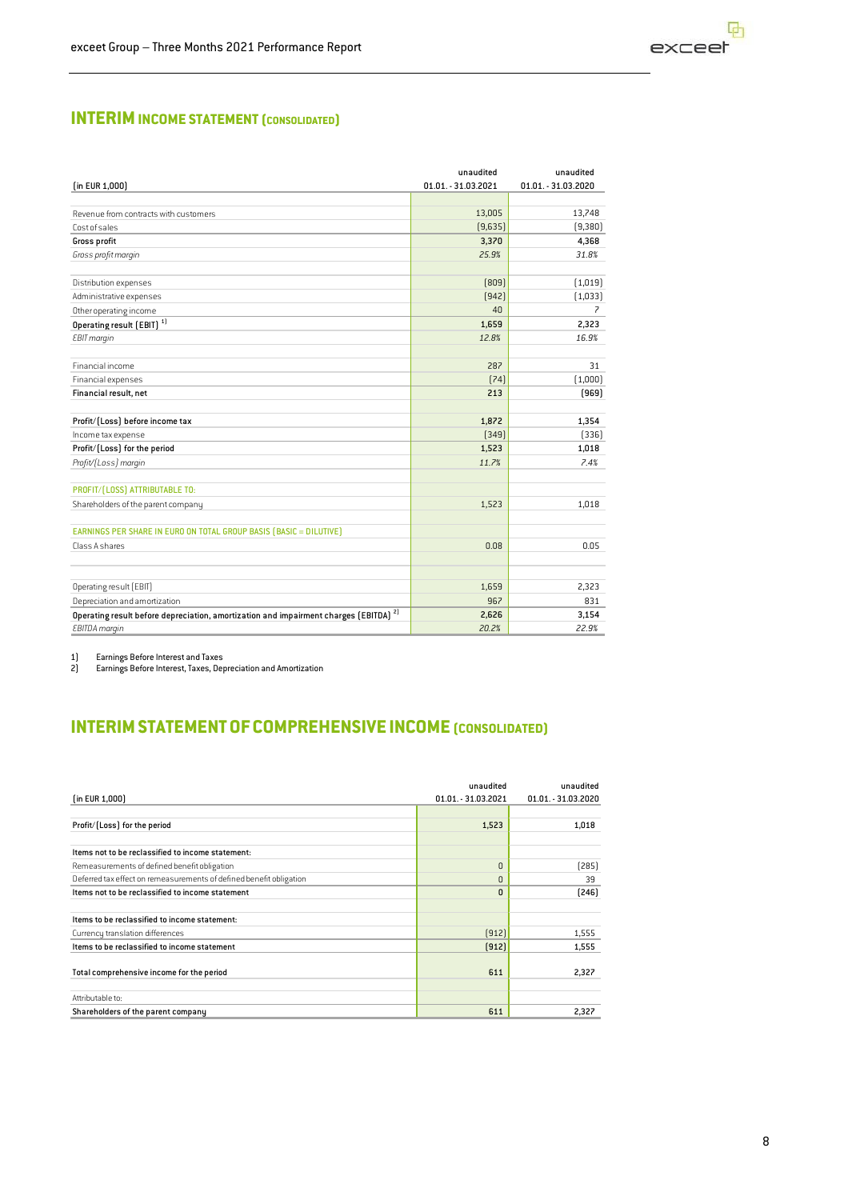## INTERIM INCOME STATEMENT (CONSOLIDATED)

| (in EUR 1,000) | unaudited 01.01. - 31.03.2021 | unaudited 01.01. - 31.03.2020 |
|---|---|---|
| Revenue from contracts with customers | 13,005 | 13,748 |
| Cost of sales | (9,635) | (9,380) |
| **Gross profit** | **3,370** | **4,368** |
| *Gross profit margin* | *25.9%* | *31.8%* |
| | | |
| Distribution expenses | (809) | (1,019) |
| Administrative expenses | (942) | (1,033) |
| Other operating income | 40 | 7 |
| **Operating result (EBIT)** [1] | **1,659** | **2,323** |
| *EBIT margin* | *12.8%* | *16.9%* |
| | | |
| Financial income | 287 | 31 |
| Financial expenses | (74) | (1,000) |
| **Financial result, net** | **213** | **(969)** |
| | | |
| **Profit/(Loss) before income tax** | **1,872** | **1,354** |
| Income tax expense | (349) | (336) |
| **Profit/(Loss) for the period** | **1,523** | **1,018** |
| *Profit/(Loss) margin* | *11.7%* | *7.4%* |
| | | |
| PROFIT/(LOSS) ATTRIBUTABLE TO: | | |
| Shareholders of the parent company | 1,523 | 1,018 |
| | | |
| EARNINGS PER SHARE IN EURO ON TOTAL GROUP BASIS (BASIC = DILUTIVE) | | |
| Class A shares | 0.08 | 0.05 |
| | | |
| Operating result (EBIT) | 1,659 | 2,323 |
| Depreciation and amortization | 967 | 831 |
| **Operating result before depreciation, amortization and impairment charges (EBITDA)** [2] | **2,626** | **3,154** |
| *EBITDA margin* | *20.2%* | *22.9%* |

1) Earnings Before Interest and Taxes
2) Earnings Before Interest, Taxes, Depreciation and Amortization

## INTERIM STATEMENT OF COMPREHENSIVE INCOME (CONSOLIDATED)

| (in EUR 1,000) | unaudited 01.01. - 31.03.2021 | unaudited 01.01. - 31.03.2020 |
|---|---|---|
| **Profit/(Loss) for the period** | **1,523** | **1,018** |
| | | |
| **Items not to be reclassified to income statement:** | | |
| Remeasurements of defined benefit obligation | 0 | (285) |
| Deferred tax effect on remeasurements of defined benefit obligation | 0 | 39 |
| **Items not to be reclassified to income statement** | **0** | **(246)** |
| | | |
| **Items to be reclassified to income statement:** | | |
| Currency translation differences | (912) | 1,555 |
| **Items to be reclassified to income statement** | **(912)** | **1,555** |
| | | |
| **Total comprehensive income for the period** | **611** | **2,327** |
| | | |
| Attributable to: | | |
| **Shareholders of the parent company** | **611** | **2,327** |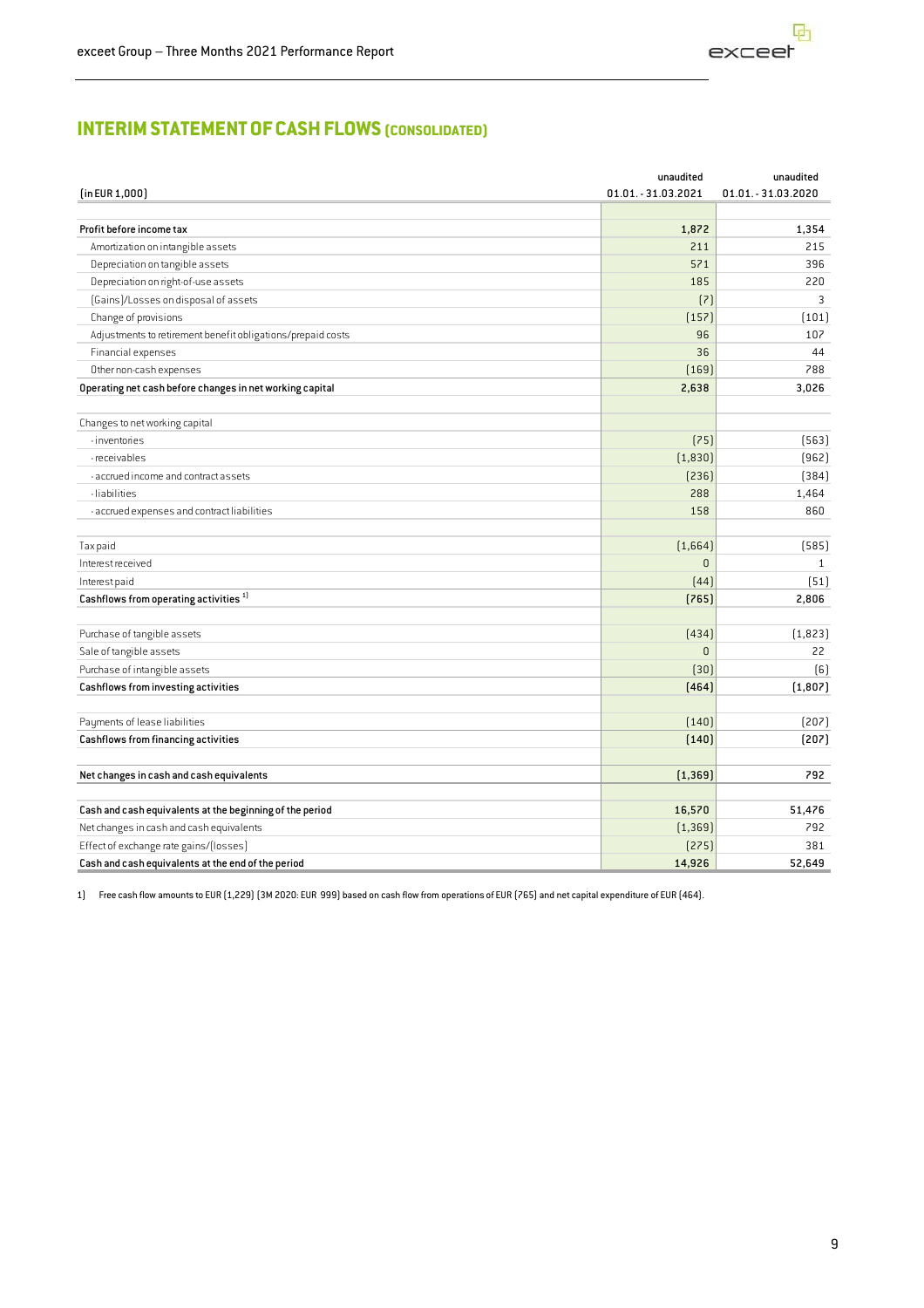## INTERIM STATEMENT OF CASH FLOWS (CONSOLIDATED)

| (in EUR 1,000) | unaudited 01.01. - 31.03.2021 | unaudited 01.01. - 31.03.2020 |
|---|---|---|
| **Profit before income tax** | **1,872** | **1,354** |
| Amortization on intangible assets | 211 | 215 |
| Depreciation on tangible assets | 571 | 396 |
| Depreciation on right-of-use assets | 185 | 220 |
| (Gains)/Losses on disposal of assets | (7) | 3 |
| Change of provisions | (157) | (101) |
| Adjustments to retirement benefit obligations/prepaid costs | 96 | 107 |
| Financial expenses | 36 | 44 |
| Other non-cash expenses | (169) | 788 |
| **Operating net cash before changes in net working capital** | **2,638** | **3,026** |
| | | |
| Changes to net working capital | | |
| - inventories | (75) | (563) |
| - receivables | (1,830) | (962) |
| - accrued income and contract assets | (236) | (384) |
| - liabilities | 288 | 1,464 |
| - accrued expenses and contract liabilities | 158 | 860 |
| | | |
| Tax paid | (1,664) | (585) |
| Interest received | 0 | 1 |
| Interest paid | (44) | (51) |
| **Cashflows from operating activities [1]** | **(765)** | **2,806** |
| | | |
| Purchase of tangible assets | (434) | (1,823) |
| Sale of tangible assets | 0 | 22 |
| Purchase of intangible assets | (30) | (6) |
| **Cashflows from investing activities** | **(464)** | **(1,807)** |
| | | |
| Payments of lease liabilities | (140) | (207) |
| **Cashflows from financing activities** | **(140)** | **(207)** |
| | | |
| **Net changes in cash and cash equivalents** | **(1,369)** | **792** |
| | | |
| **Cash and cash equivalents at the beginning of the period** | **16,570** | **51,476** |
| Net changes in cash and cash equivalents | (1,369) | 792 |
| Effect of exchange rate gains/(losses) | (275) | 381 |
| **Cash and cash equivalents at the end of the period** | **14,926** | **52,649** |

1) Free cash flow amounts to EUR (1,229) (3M 2020: EUR 999) based on cash flow from operations of EUR (765) and net capital expenditure of EUR (464).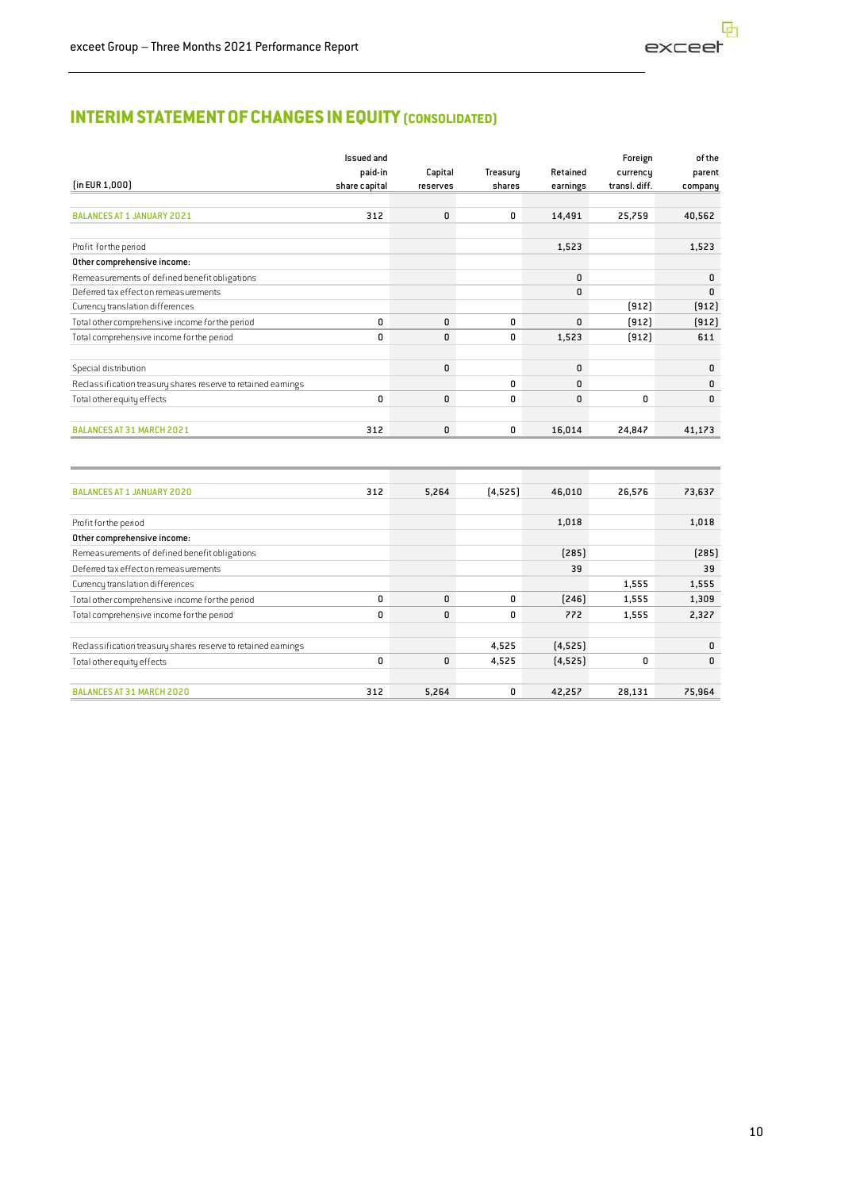# INTERIM STATEMENT OF CHANGES IN EQUITY (CONSOLIDATED)

| (in EUR 1,000) | Issued and paid-in share capital | Capital reserves | Treasury shares | Retained earnings | Foreign currency transl. diff. | of the parent company |
|---|---|---|---|---|---|---|
| BALANCES AT 1 JANUARY 2021 | 312 | 0 | 0 | 14,491 | 25,759 | 40,562 |
| Profit for the period | | | | 1,523 | | 1,523 |
| **Other comprehensive income:** | | | | | | |
| Remeasurements of defined benefit obligations | | | | 0 | | 0 |
| Deferred tax effect on remeasurements | | | | 0 | | 0 |
| Currency translation differences | | | | | (912) | (912) |
| Total other comprehensive income for the period | 0 | 0 | 0 | 0 | (912) | (912) |
| Total comprehensive income for the period | 0 | 0 | 0 | 1,523 | (912) | 611 |
| Special distribution | | 0 | | 0 | | 0 |
| Reclassification treasury shares reserve to retained earnings | | | 0 | 0 | | 0 |
| Total other equity effects | 0 | 0 | 0 | 0 | 0 | 0 |
| BALANCES AT 31 MARCH 2021 | 312 | 0 | 0 | 16,014 | 24,847 | 41,173 |
| | | | | | | |
| BALANCES AT 1 JANUARY 2020 | 312 | 5,264 | (4,525) | 46,010 | 26,576 | 73,637 |
| Profit for the period | | | | 1,018 | | 1,018 |
| **Other comprehensive income:** | | | | | | |
| Remeasurements of defined benefit obligations | | | | (285) | | (285) |
| Deferred tax effect on remeasurements | | | | 39 | | 39 |
| Currency translation differences | | | | | 1,555 | 1,555 |
| Total other comprehensive income for the period | 0 | 0 | 0 | (246) | 1,555 | 1,309 |
| Total comprehensive income for the period | 0 | 0 | 0 | 772 | 1,555 | 2,327 |
| Reclassification treasury shares reserve to retained earnings | | | 4,525 | (4,525) | | 0 |
| Total other equity effects | 0 | 0 | 4,525 | (4,525) | 0 | 0 |
| BALANCES AT 31 MARCH 2020 | 312 | 5,264 | 0 | 42,257 | 28,131 | 75,964 |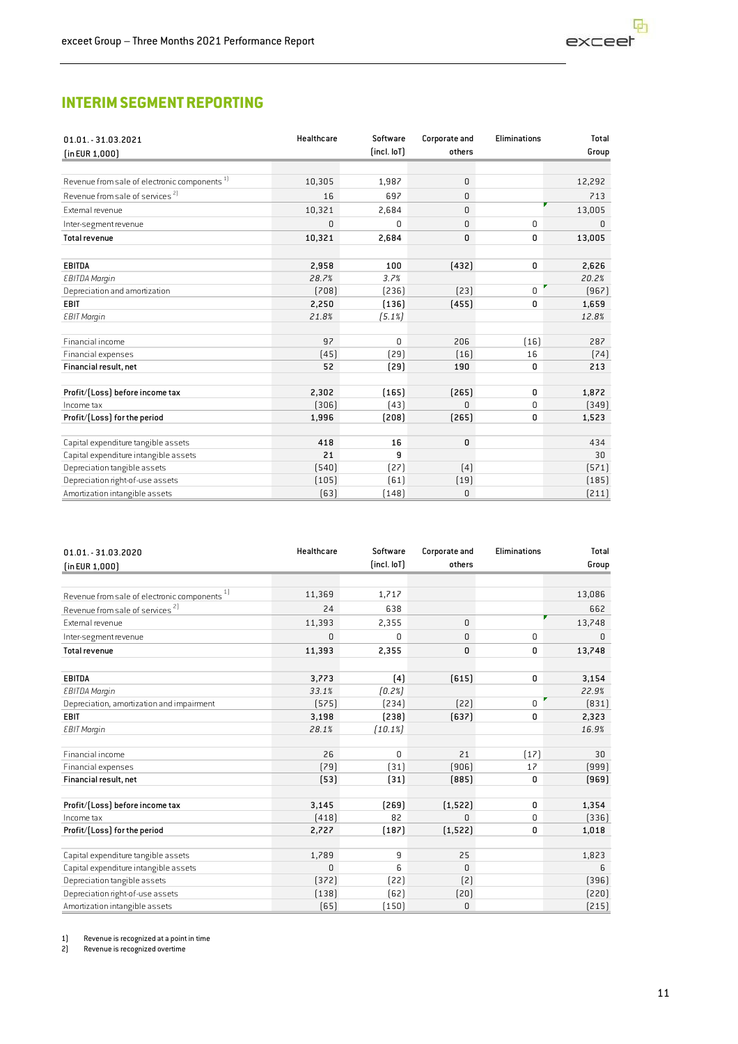## INTERIM SEGMENT REPORTING

| 01.01. - 31.03.2021<br>(in EUR 1,000) | Healthcare | Software (incl. IoT) | Corporate and others | Eliminations | Total Group |
|---|---|---|---|---|---|
| Revenue from sale of electronic components [1] | 10,305 | 1,987 | 0 | | 12,292 |
| Revenue from sale of services [2] | 16 | 697 | 0 | | 713 |
| External revenue | 10,321 | 2,684 | 0 | | 13,005 |
| Inter-segment revenue | 0 | 0 | 0 | 0 | 0 |
| **Total revenue** | **10,321** | **2,684** | **0** | **0** | **13,005** |
| | | | | | |
| **EBITDA** | **2,958** | **100** | **(432)** | **0** | **2,626** |
| *EBITDA Margin* | *28.7%* | *3.7%* | | | *20.2%* |
| Depreciation and amortization | (708) | (236) | (23) | 0 | (967) |
| **EBIT** | **2,250** | **(136)** | **(455)** | **0** | **1,659** |
| *EBIT Margin* | *21.8%* | *(5.1%)* | | | *12.8%* |
| | | | | | |
| Financial income | 97 | 0 | 206 | (16) | 287 |
| Financial expenses | (45) | (29) | (16) | 16 | (74) |
| **Financial result, net** | **52** | **(29)** | **190** | **0** | **213** |
| | | | | | |
| **Profit/(Loss) before income tax** | **2,302** | **(165)** | **(265)** | **0** | **1,872** |
| Income tax | (306) | (43) | 0 | 0 | (349) |
| **Profit/(Loss) for the period** | **1,996** | **(208)** | **(265)** | **0** | **1,523** |
| | | | | | |
| Capital expenditure tangible assets | 418 | 16 | 0 | | 434 |
| Capital expenditure intangible assets | 21 | 9 | | | 30 |
| Depreciation tangible assets | (540) | (27) | (4) | | (571) |
| Depreciation right-of-use assets | (105) | (61) | (19) | | (185) |
| Amortization intangible assets | (63) | (148) | 0 | | (211) |

| 01.01. - 31.03.2020<br>(in EUR 1,000) | Healthcare | Software (incl. IoT) | Corporate and others | Eliminations | Total Group |
|---|---|---|---|---|---|
| Revenue from sale of electronic components [1] | 11,369 | 1,717 | | | 13,086 |
| Revenue from sale of services [2] | 24 | 638 | | | 662 |
| External revenue | 11,393 | 2,355 | 0 | | 13,748 |
| Inter-segment revenue | 0 | 0 | 0 | 0 | 0 |
| **Total revenue** | **11,393** | **2,355** | **0** | **0** | **13,748** |
| | | | | | |
| **EBITDA** | **3,773** | **(4)** | **(615)** | **0** | **3,154** |
| *EBITDA Margin* | *33.1%* | *(0.2%)* | | | *22.9%* |
| Depreciation, amortization and impairment | (575) | (234) | (22) | 0 | (831) |
| **EBIT** | **3,198** | **(238)** | **(637)** | **0** | **2,323** |
| *EBIT Margin* | *28.1%* | *(10.1%)* | | | *16.9%* |
| | | | | | |
| Financial income | 26 | 0 | 21 | (17) | 30 |
| Financial expenses | (79) | (31) | (906) | 17 | (999) |
| **Financial result, net** | **(53)** | **(31)** | **(885)** | **0** | **(969)** |
| | | | | | |
| **Profit/(Loss) before income tax** | **3,145** | **(269)** | **(1,522)** | **0** | **1,354** |
| Income tax | (418) | 82 | 0 | 0 | (336) |
| **Profit/(Loss) for the period** | **2,727** | **(187)** | **(1,522)** | **0** | **1,018** |
| | | | | | |
| Capital expenditure tangible assets | 1,789 | 9 | 25 | | 1,823 |
| Capital expenditure intangible assets | 0 | 6 | 0 | | 6 |
| Depreciation tangible assets | (372) | (22) | (2) | | (396) |
| Depreciation right-of-use assets | (138) | (62) | (20) | | (220) |
| Amortization intangible assets | (65) | (150) | 0 | | (215) |

1) Revenue is recognized at a point in time

2) Revenue is recognized overtime